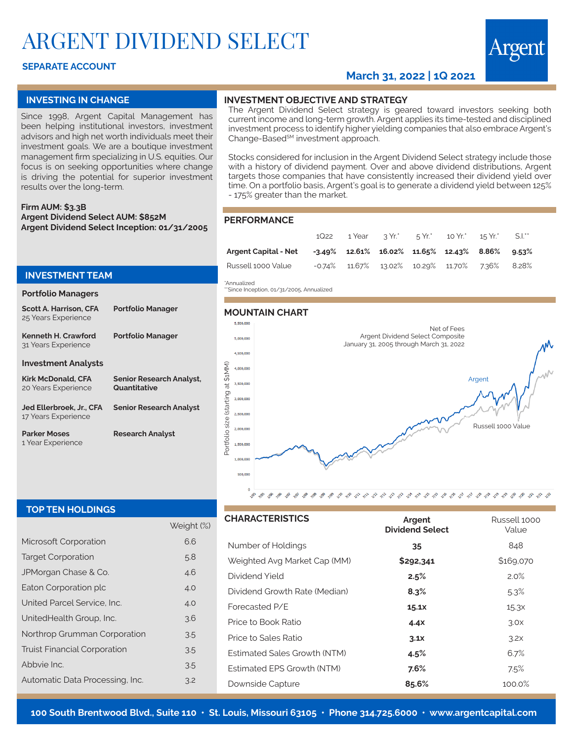# ARGENT DIVIDEND SELECT

**SEPARATE ACCOUNT**

**March 31, 2022 | 1Q 2021**

## INVESTING IN CHANGE

Since 1998, Argent Capital Management has been helping institutional investors, investment advisors and high net worth individuals meet their investment goals. We are a boutique investment management firm specializing in U.S. equities. Our focus is on seeking opportunities where change is driving the potential for superior investment results over the long-term.

**Firm AUM: $3.3B**
**Argent Dividend Select AUM: $852M**
**Argent Dividend Select Inception: 01/31/2005**

## INVESTMENT OBJECTIVE AND STRATEGY

The Argent Dividend Select strategy is geared toward investors seeking both current income and long-term growth. Argent applies its time-tested and disciplined investment process to identify higher yielding companies that also embrace Argent's Change-Based[SM] investment approach.

Stocks considered for inclusion in the Argent Dividend Select strategy include those with a history of dividend payment. Over and above dividend distributions, Argent targets those companies that have consistently increased their dividend yield over time. On a portfolio basis, Argent's goal is to generate a dividend yield between 125% - 175% greater than the market.

## PERFORMANCE

| | 1Q22 | 1 Year | 3 Yr.* | 5 Yr.* | 10 Yr.* | 15 Yr.* | S.I.** |
|---|---|---|---|---|---|---|---|
| **Argent Capital - Net** | **-3.49%** | **12.61%** | **16.02%** | **11.65%** | **12.43%** | **8.86%** | **9.53%** |
| Russell 1000 Value | -0.74% | 11.67% | 13.02% | 10.29% | 11.70% | 7.36% | 8.28% |

*Annualized
**Since Inception, 01/31/2005, Annualized

## INVESTMENT TEAM

### Portfolio Managers

| | |
|---|---|
| **Scott A. Harrison, CFA** 25 Years Experience | **Portfolio Manager** |
| **Kenneth H. Crawford** 31 Years Experience | **Portfolio Manager** |

### Investment Analysts

| | |
|---|---|
| **Kirk McDonald, CFA** 20 Years Experience | **Senior Research Analyst, Quantitative** |
| **Jed Ellerbroek, Jr., CFA** 17 Years Experience | **Senior Research Analyst** |
| **Parker Moses** 1 Year Experience | **Research Analyst** |

## MOUNTAIN CHART

Net of Fees
Argent Dividend Select Composite
January 31, 2005 through March 31, 2022

Portfolio size (starting at $1MM)

Argent
Russell 1000 Value

## TOP TEN HOLDINGS

| | Weight (%) |
|---|---|
| Microsoft Corporation | 6.6 |
| Target Corporation | 5.8 |
| JPMorgan Chase & Co. | 4.6 |
| Eaton Corporation plc | 4.0 |
| United Parcel Service, Inc. | 4.0 |
| UnitedHealth Group, Inc. | 3.6 |
| Northrop Grumman Corporation | 3.5 |
| Truist Financial Corporation | 3.5 |
| Abbvie Inc. | 3.5 |
| Automatic Data Processing, Inc. | 3.2 |

## CHARACTERISTICS

| | **Argent Dividend Select** | Russell 1000 Value |
|---|---|---|
| Number of Holdings | **35** | 848 |
| Weighted Avg Market Cap (MM) | **$292,341** | $169,070 |
| Dividend Yield | **2.5%** | 2.0% |
| Dividend Growth Rate (Median) | **8.3%** | 5.3% |
| Forecasted P/E | **15.1x** | 15.3x |
| Price to Book Ratio | **4.4x** | 3.0x |
| Price to Sales Ratio | **3.1x** | 3.2x |
| Estimated Sales Growth (NTM) | **4.5%** | 6.7% |
| Estimated EPS Growth (NTM) | **7.6%** | 7.5% |
| Downside Capture | **85.6%** | 100.0% |

**100 South Brentwood Blvd., Suite 110 • St. Louis, Missouri 63105 • Phone 314.725.6000 • www.argentcapital.com**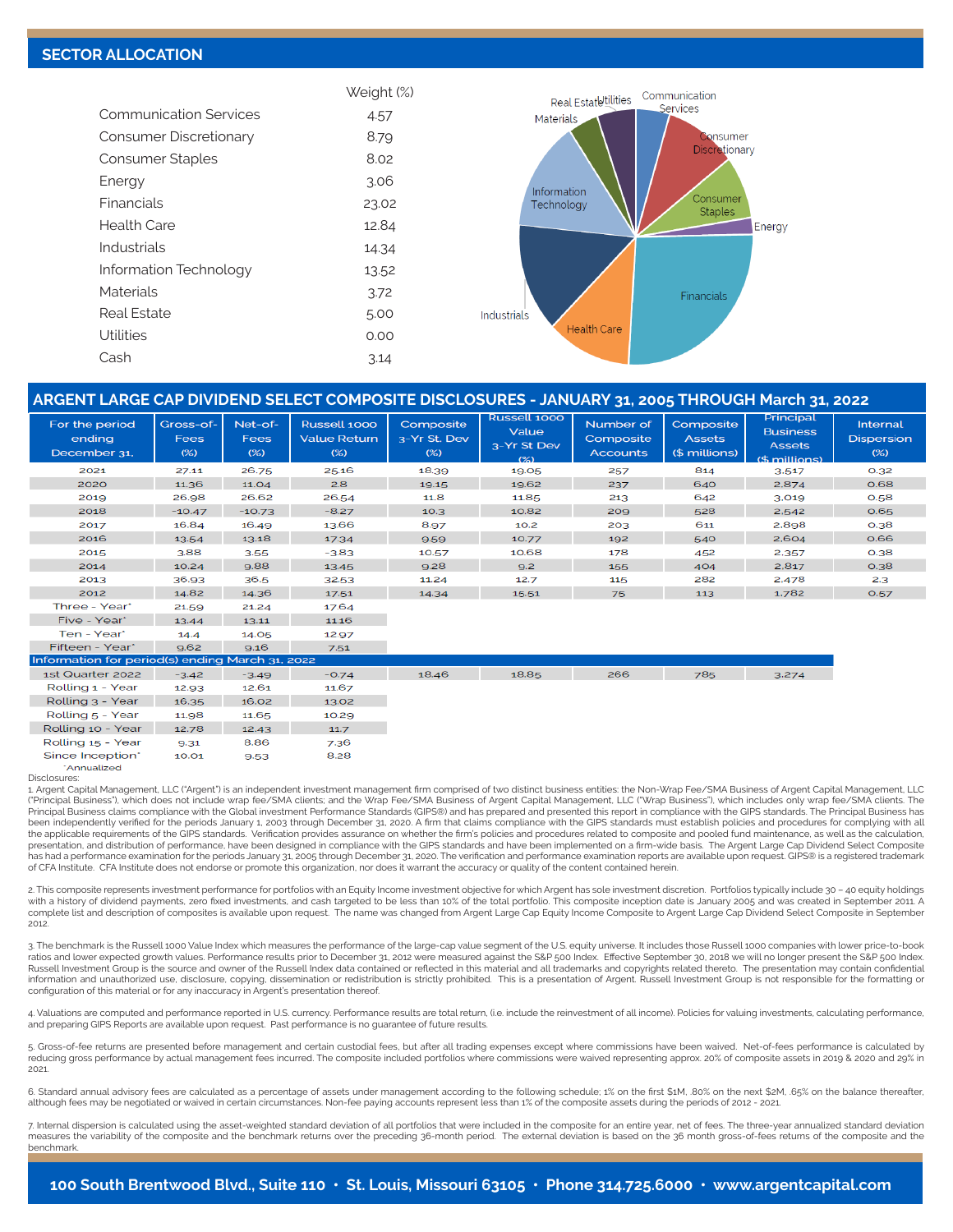## SECTOR ALLOCATION

| | Weight (%) |
|---|---|
| Communication Services | 4.57 |
| Consumer Discretionary | 8.79 |
| Consumer Staples | 8.02 |
| Energy | 3.06 |
| Financials | 23.02 |
| Health Care | 12.84 |
| Industrials | 14.34 |
| Information Technology | 13.52 |
| Materials | 3.72 |
| Real Estate | 5.00 |
| Utilities | 0.00 |
| Cash | 3.14 |

Real Estate
Utilities
Communication Services
Materials
Consumer Discretionary
Information Technology
Consumer Staples
Energy
Financials
Industrials
Health Care

## ARGENT LARGE CAP DIVIDEND SELECT COMPOSITE DISCLOSURES - JANUARY 31, 2005 THROUGH March 31, 2022

| For the period ending December 31, | Gross-of-Fees (%) | Net-of-Fees (%) | Russell 1000 Value Return (%) | Composite 3-Yr St. Dev (%) | Russell 1000 Value 3-Yr St Dev (%) | Number of Composite Accounts | Composite Assets ($ millions) | Principal Business Assets ($ millions) | Internal Dispersion (%) |
|---|---|---|---|---|---|---|---|---|---|
| 2021 | 27.11 | 26.75 | 25.16 | 18.39 | 19.05 | 257 | 814 | 3,517 | 0.32 |
| 2020 | 11.36 | 11.04 | 2.8 | 19.15 | 19.62 | 237 | 640 | 2,874 | 0.68 |
| 2019 | 26.98 | 26.62 | 26.54 | 11.8 | 11.85 | 213 | 642 | 3,019 | 0.58 |
| 2018 | -10.47 | -10.73 | -8.27 | 10.3 | 10.82 | 209 | 528 | 2,542 | 0.65 |
| 2017 | 16.84 | 16.49 | 13.66 | 8.97 | 10.2 | 203 | 611 | 2,898 | 0.38 |
| 2016 | 13.54 | 13.18 | 17.34 | 9.59 | 10.77 | 192 | 540 | 2,604 | 0.66 |
| 2015 | 3.88 | 3.55 | -3.83 | 10.57 | 10.68 | 178 | 452 | 2,357 | 0.38 |
| 2014 | 10.24 | 9.88 | 13.45 | 9.28 | 9.2 | 155 | 404 | 2,817 | 0.38 |
| 2013 | 36.93 | 36.5 | 32.53 | 11.24 | 12.7 | 115 | 282 | 2,478 | 2.3 |
| 2012 | 14.82 | 14.36 | 17.51 | 14.34 | 15.51 | 75 | 113 | 1,782 | 0.57 |
| Three - Year* | 21.59 | 21.24 | 17.64 | | | | | | |
| Five - Year* | 13.44 | 13.11 | 11.16 | | | | | | |
| Ten - Year* | 14.4 | 14.05 | 12.97 | | | | | | |
| Fifteen - Year* | 9.62 | 9.16 | 7.51 | | | | | | |
| **Information for period(s) ending March 31, 2022** | | | | | | | | | |
| 1st Quarter 2022 | -3.42 | -3.49 | -0.74 | 18.46 | 18.85 | 266 | 785 | 3,274 | |
| Rolling 1 - Year | 12.93 | 12.61 | 11.67 | | | | | | |
| Rolling 3 - Year | 16.35 | 16.02 | 13.02 | | | | | | |
| Rolling 5 - Year | 11.98 | 11.65 | 10.29 | | | | | | |
| Rolling 10 - Year | 12.78 | 12.43 | 11.7 | | | | | | |
| Rolling 15 - Year | 9.31 | 8.86 | 7.36 | | | | | | |
| Since Inception* | 10.01 | 9.53 | 8.28 | | | | | | |

*Annualized

Disclosures:

1. Argent Capital Management, LLC ("Argent") is an independent investment management firm comprised of two distinct business entities: the Non-Wrap Fee/SMA Business of Argent Capital Management, LLC ("Principal Business"), which does not include wrap fee/SMA clients; and the Wrap Fee/SMA Business of Argent Capital Management, LLC ("Wrap Business"), which includes only wrap fee/SMA clients. The Principal Business claims compliance with the Global Investment Performance Standards (GIPS®) and has prepared and presented this report in compliance with the GIPS standards. The Principal Business has been independently verified for the periods January 1, 2003 through December 31, 2020. A firm that claims compliance with the GIPS standards must establish policies and procedures for complying with all the applicable requirements of the GIPS standards. Verification provides assurance on whether the firm's policies and procedures related to composite and pooled fund maintenance, as well as the calculation, presentation, and distribution of performance, have been designed in compliance with the GIPS standards and have been implemented on a firm-wide basis. The Argent Large Cap Dividend Select Composite has had a performance examination for the periods January 31, 2005 through December 31, 2020. The verification and performance examination reports are available upon request. GIPS® is a registered trademark of CFA Institute. CFA Institute does not endorse or promote this organization, nor does it warrant the accuracy or quality of the content contained herein.

2. This composite represents investment performance for portfolios with an Equity Income investment objective for which Argent has sole investment discretion. Portfolios typically include 30 – 40 equity holdings with a history of dividend payments, zero fixed investments, and cash targeted to be less than 10% of the total portfolio. This composite inception date is January 2005 and was created in September 2011. A complete list and description of composites is available upon request. The name was changed from Argent Large Cap Equity Income Composite to Argent Large Cap Dividend Select Composite in September 2012.

3. The benchmark is the Russell 1000 Value Index which measures the performance of the large-cap value segment of the U.S. equity universe. It includes those Russell 1000 companies with lower price-to-book ratios and lower expected growth values. Performance results prior to December 31, 2012 were measured against the S&P 500 Index. Effective September 30, 2018 we will no longer present the S&P 500 Index. Russell Investment Group is the source and owner of the Russell Index data contained or reflected in this material and all trademarks and copyrights related thereto. The presentation may contain confidential information and unauthorized use, disclosure, copying, dissemination or redistribution is strictly prohibited. This is a presentation of Argent. Russell Investment Group is not responsible for the formatting or configuration of this material or for any inaccuracy in Argent's presentation thereof.

4. Valuations are computed and performance reported in U.S. currency. Performance results are total return, (i.e. include the reinvestment of all income). Policies for valuing investments, calculating performance, and preparing GIPS Reports are available upon request. Past performance is no guarantee of future results.

5. Gross-of-fee returns are presented before management and certain custodial fees, but after all trading expenses except where commissions have been waived. Net-of-fees performance is calculated by reducing gross performance by actual management fees incurred. The composite included portfolios where commissions were waived representing approx. 20% of composite assets in 2019 & 2020 and 29% in 2021.

6. Standard annual advisory fees are calculated as a percentage of assets under management according to the following schedule; 1% on the first $1M, .80% on the next $2M, .65% on the balance thereafter, although fees may be negotiated or waived in certain circumstances. Non-fee paying accounts represent less than 1% of the composite assets during the periods of 2012 - 2021.

7. Internal dispersion is calculated using the asset-weighted standard deviation of all portfolios that were included in the composite for an entire year, net of fees. The three-year annualized standard deviation measures the variability of the composite and the benchmark returns over the preceding 36-month period. The external deviation is based on the 36 month gross-of-fees returns of the composite and the benchmark.

**100 South Brentwood Blvd., Suite 110 • St. Louis, Missouri 63105 • Phone 314.725.6000 • www.argentcapital.com**